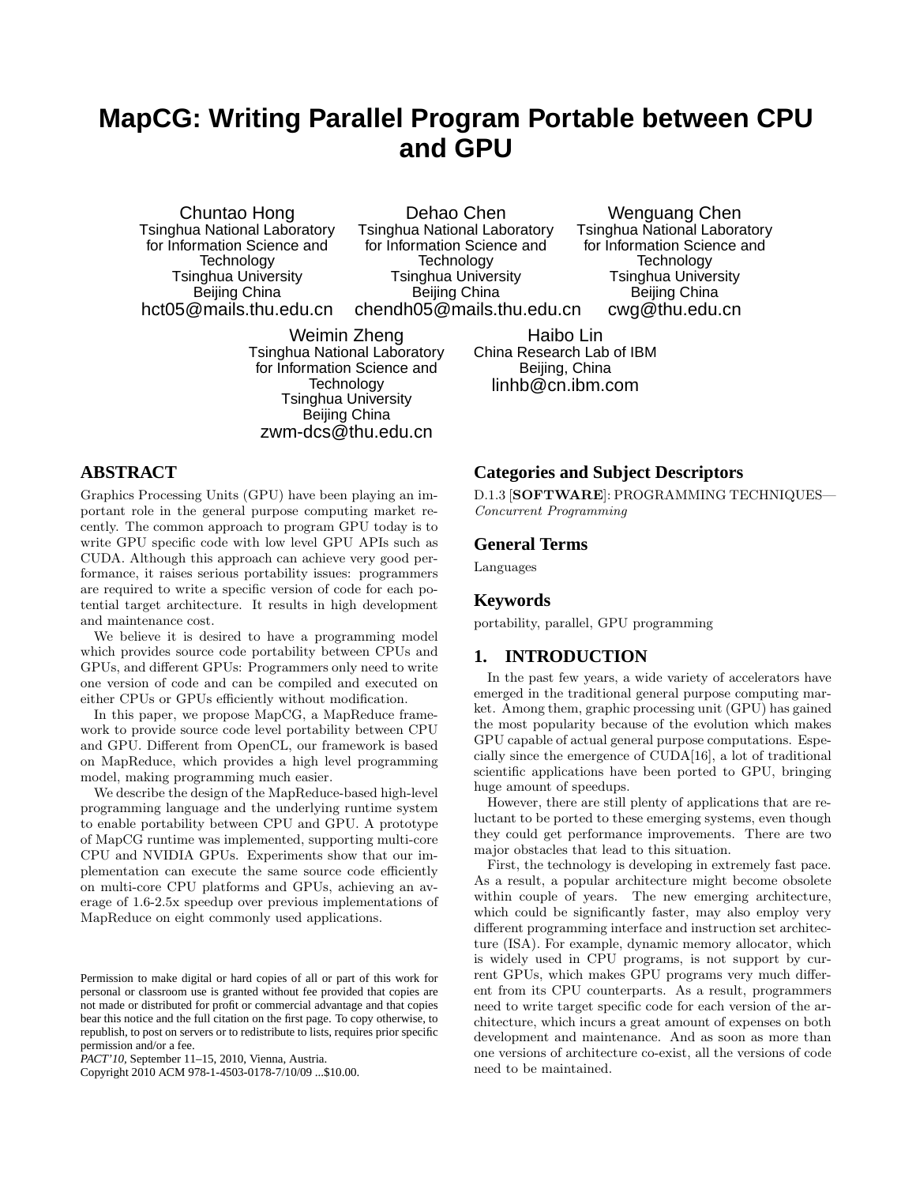# MapCG: Writing Parallel Program Portable between CPU and GPU

Chuntao Hong
Tsinghua National Laboratory for Information Science and Technology
Tsinghua University
Beijing China
hct05@mails.thu.edu.cn

Dehao Chen
Tsinghua National Laboratory for Information Science and Technology
Tsinghua University
Beijing China
chendh05@mails.thu.edu.cn

Wenguang Chen
Tsinghua National Laboratory for Information Science and Technology
Tsinghua University
Beijing China
cwg@thu.edu.cn

Weimin Zheng
Tsinghua National Laboratory for Information Science and Technology
Tsinghua University
Beijing China
zwm-dcs@thu.edu.cn

Haibo Lin
China Research Lab of IBM
Beijing, China
linhb@cn.ibm.com

## ABSTRACT

Graphics Processing Units (GPU) have been playing an important role in the general purpose computing market recently. The common approach to program GPU today is to write GPU specific code with low level GPU APIs such as CUDA. Although this approach can achieve very good performance, it raises serious portability issues: programmers are required to write a specific version of code for each potential target architecture. It results in high development and maintenance cost.

We believe it is desired to have a programming model which provides source code portability between CPUs and GPUs, and different GPUs: Programmers only need to write one version of code and can be compiled and executed on either CPUs or GPUs efficiently without modification.

In this paper, we propose MapCG, a MapReduce framework to provide source code level portability between CPU and GPU. Different from OpenCL, our framework is based on MapReduce, which provides a high level programming model, making programming much easier.

We describe the design of the MapReduce-based high-level programming language and the underlying runtime system to enable portability between CPU and GPU. A prototype of MapCG runtime was implemented, supporting multi-core CPU and NVIDIA GPUs. Experiments show that our implementation can execute the same source code efficiently on multi-core CPU platforms and GPUs, achieving an average of 1.6-2.5x speedup over previous implementations of MapReduce on eight commonly used applications.

Permission to make digital or hard copies of all or part of this work for personal or classroom use is granted without fee provided that copies are not made or distributed for profit or commercial advantage and that copies bear this notice and the full citation on the first page. To copy otherwise, to republish, to post on servers or to redistribute to lists, requires prior specific permission and/or a fee.
*PACT'10*, September 11–15, 2010, Vienna, Austria.
Copyright 2010 ACM 978-1-4503-0178-7/10/09 ...$10.00.

## Categories and Subject Descriptors

D.1.3 [**SOFTWARE**]: PROGRAMMING TECHNIQUES—*Concurrent Programming*

## General Terms

Languages

## Keywords

portability, parallel, GPU programming

## 1. INTRODUCTION

In the past few years, a wide variety of accelerators have emerged in the traditional general purpose computing market. Among them, graphic processing unit (GPU) has gained the most popularity because of the evolution which makes GPU capable of actual general purpose computations. Especially since the emergence of CUDA[16], a lot of traditional scientific applications have been ported to GPU, bringing huge amount of speedups.

However, there are still plenty of applications that are reluctant to be ported to these emerging systems, even though they could get performance improvements. There are two major obstacles that lead to this situation.

First, the technology is developing in extremely fast pace. As a result, a popular architecture might become obsolete within couple of years. The new emerging architecture, which could be significantly faster, may also employ very different programming interface and instruction set architecture (ISA). For example, dynamic memory allocator, which is widely used in CPU programs, is not support by current GPUs, which makes GPU programs very much different from its CPU counterparts. As a result, programmers need to write target specific code for each version of the architecture, which incurs a great amount of expenses on both development and maintenance. And as soon as more than one versions of architecture co-exist, all the versions of code need to be maintained.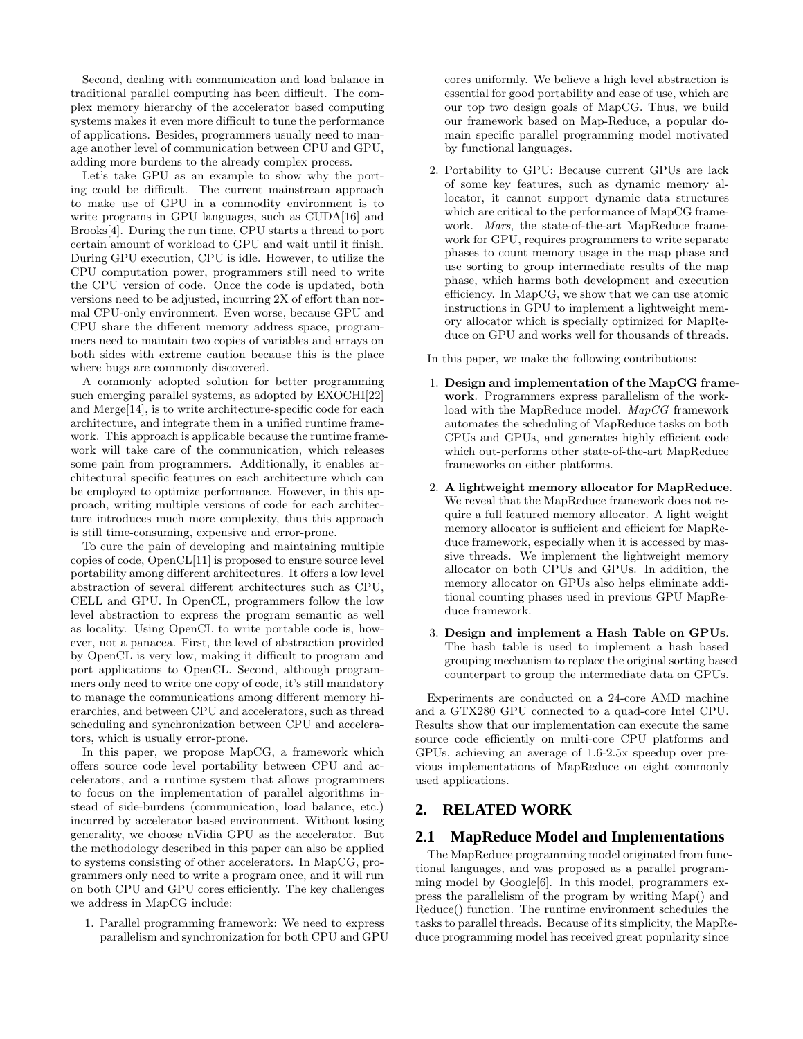Second, dealing with communication and load balance in traditional parallel computing has been difficult. The complex memory hierarchy of the accelerator based computing systems makes it even more difficult to tune the performance of applications. Besides, programmers usually need to manage another level of communication between CPU and GPU, adding more burdens to the already complex process.

Let's take GPU as an example to show why the porting could be difficult. The current mainstream approach to make use of GPU in a commodity environment is to write programs in GPU languages, such as CUDA[16] and Brooks[4]. During the run time, CPU starts a thread to port certain amount of workload to GPU and wait until it finish. During GPU execution, CPU is idle. However, to utilize the CPU computation power, programmers still need to write the CPU version of code. Once the code is updated, both versions need to be adjusted, incurring 2X of effort than normal CPU-only environment. Even worse, because GPU and CPU share the different memory address space, programmers need to maintain two copies of variables and arrays on both sides with extreme caution because this is the place where bugs are commonly discovered.

A commonly adopted solution for better programming such emerging parallel systems, as adopted by EXOCHI[22] and Merge[14], is to write architecture-specific code for each architecture, and integrate them in a unified runtime framework. This approach is applicable because the runtime framework will take care of the communication, which releases some pain from programmers. Additionally, it enables architectural specific features on each architecture which can be employed to optimize performance. However, in this approach, writing multiple versions of code for each architecture introduces much more complexity, thus this approach is still time-consuming, expensive and error-prone.

To cure the pain of developing and maintaining multiple copies of code, OpenCL[11] is proposed to ensure source level portability among different architectures. It offers a low level abstraction of several different architectures such as CPU, CELL and GPU. In OpenCL, programmers follow the low level abstraction to express the program semantic as well as locality. Using OpenCL to write portable code is, however, not a panacea. First, the level of abstraction provided by OpenCL is very low, making it difficult to program and port applications to OpenCL. Second, although programmers only need to write one copy of code, it's still mandatory to manage the communications among different memory hierarchies, and between CPU and accelerators, such as thread scheduling and synchronization between CPU and accelerators, which is usually error-prone.

In this paper, we propose MapCG, a framework which offers source code level portability between CPU and accelerators, and a runtime system that allows programmers to focus on the implementation of parallel algorithms instead of side-burdens (communication, load balance, etc.) incurred by accelerator based environment. Without losing generality, we choose nVidia GPU as the accelerator. But the methodology described in this paper can also be applied to systems consisting of other accelerators. In MapCG, programmers only need to write a program once, and it will run on both CPU and GPU cores efficiently. The key challenges we address in MapCG include:

1. Parallel programming framework: We need to express parallelism and synchronization for both CPU and GPU cores uniformly. We believe a high level abstraction is essential for good portability and ease of use, which are our top two design goals of MapCG. Thus, we build our framework based on Map-Reduce, a popular domain specific parallel programming model motivated by functional languages.
2. Portability to GPU: Because current GPUs are lack of some key features, such as dynamic memory allocator, it cannot support dynamic data structures which are critical to the performance of MapCG framework. *Mars*, the state-of-the-art MapReduce framework for GPU, requires programmers to write separate phases to count memory usage in the map phase and use sorting to group intermediate results of the map phase, which harms both development and execution efficiency. In MapCG, we show that we can use atomic instructions in GPU to implement a lightweight memory allocator which is specially optimized for MapReduce on GPU and works well for thousands of threads.

In this paper, we make the following contributions:

1. **Design and implementation of the MapCG framework**. Programmers express parallelism of the workload with the MapReduce model. *MapCG* framework automates the scheduling of MapReduce tasks on both CPUs and GPUs, and generates highly efficient code which out-performs other state-of-the-art MapReduce frameworks on either platforms.
2. **A lightweight memory allocator for MapReduce**. We reveal that the MapReduce framework does not require a full featured memory allocator. A light weight memory allocator is sufficient and efficient for MapReduce framework, especially when it is accessed by massive threads. We implement the lightweight memory allocator on both CPUs and GPUs. In addition, the memory allocator on GPUs also helps eliminate additional counting phases used in previous GPU MapReduce framework.
3. **Design and implement a Hash Table on GPUs**. The hash table is used to implement a hash based grouping mechanism to replace the original sorting based counterpart to group the intermediate data on GPUs.

Experiments are conducted on a 24-core AMD machine and a GTX280 GPU connected to a quad-core Intel CPU. Results show that our implementation can execute the same source code efficiently on multi-core CPU platforms and GPUs, achieving an average of 1.6-2.5x speedup over previous implementations of MapReduce on eight commonly used applications.

## 2. RELATED WORK

### 2.1 MapReduce Model and Implementations

The MapReduce programming model originated from functional languages, and was proposed as a parallel programming model by Google[6]. In this model, programmers express the parallelism of the program by writing Map() and Reduce() function. The runtime environment schedules the tasks to parallel threads. Because of its simplicity, the MapReduce programming model has received great popularity since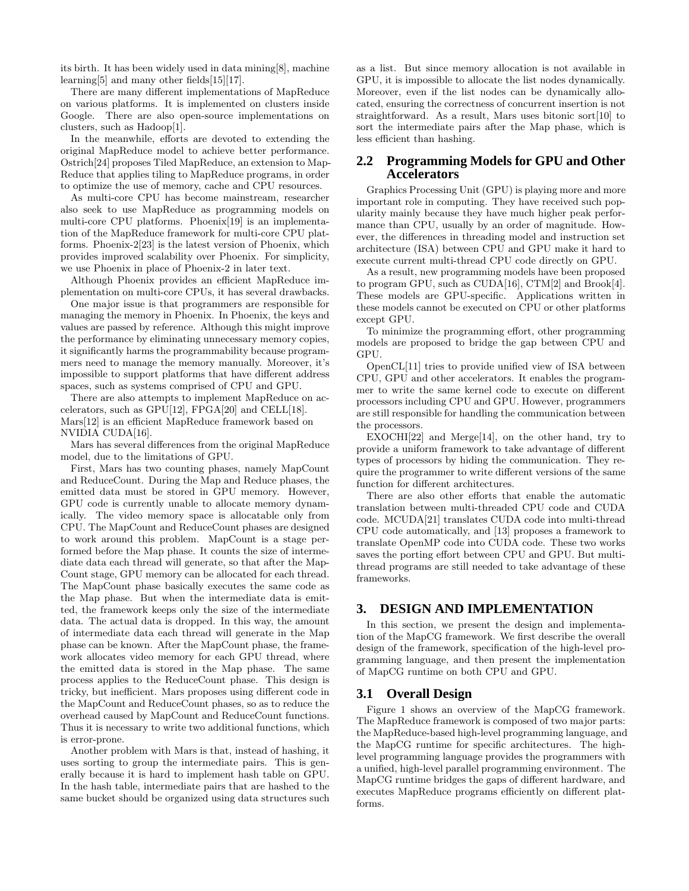its birth. It has been widely used in data mining[8], machine learning[5] and many other fields[15][17].

There are many different implementations of MapReduce on various platforms. It is implemented on clusters inside Google. There are also open-source implementations on clusters, such as Hadoop[1].

In the meanwhile, efforts are devoted to extending the original MapReduce model to achieve better performance. Ostrich[24] proposes Tiled MapReduce, an extension to MapReduce that applies tiling to MapReduce programs, in order to optimize the use of memory, cache and CPU resources.

As multi-core CPU has become mainstream, researcher also seek to use MapReduce as programming models on multi-core CPU platforms. Phoenix[19] is an implementation of the MapReduce framework for multi-core CPU platforms. Phoenix-2[23] is the latest version of Phoenix, which provides improved scalability over Phoenix. For simplicity, we use Phoenix in place of Phoenix-2 in later text.

Although Phoenix provides an efficient MapReduce implementation on multi-core CPUs, it has several drawbacks.

One major issue is that programmers are responsible for managing the memory in Phoenix. In Phoenix, the keys and values are passed by reference. Although this might improve the performance by eliminating unnecessary memory copies, it significantly harms the programmability because programmers need to manage the memory manually. Moreover, it's impossible to support platforms that have different address spaces, such as systems comprised of CPU and GPU.

There are also attempts to implement MapReduce on accelerators, such as GPU[12], FPGA[20] and CELL[18]. Mars[12] is an efficient MapReduce framework based on NVIDIA CUDA[16].

Mars has several differences from the original MapReduce model, due to the limitations of GPU.

First, Mars has two counting phases, namely MapCount and ReduceCount. During the Map and Reduce phases, the emitted data must be stored in GPU memory. However, GPU code is currently unable to allocate memory dynamically. The video memory space is allocatable only from CPU. The MapCount and ReduceCount phases are designed to work around this problem. MapCount is a stage performed before the Map phase. It counts the size of intermediate data each thread will generate, so that after the MapCount stage, GPU memory can be allocated for each thread. The MapCount phase basically executes the same code as the Map phase. But when the intermediate data is emitted, the framework keeps only the size of the intermediate data. The actual data is dropped. In this way, the amount of intermediate data each thread will generate in the Map phase can be known. After the MapCount phase, the framework allocates video memory for each GPU thread, where the emitted data is stored in the Map phase. The same process applies to the ReduceCount phase. This design is tricky, but inefficient. Mars proposes using different code in the MapCount and ReduceCount phases, so as to reduce the overhead caused by MapCount and ReduceCount functions. Thus it is necessary to write two additional functions, which is error-prone.

Another problem with Mars is that, instead of hashing, it uses sorting to group the intermediate pairs. This is generally because it is hard to implement hash table on GPU. In the hash table, intermediate pairs that are hashed to the same bucket should be organized using data structures such as a list. But since memory allocation is not available in GPU, it is impossible to allocate the list nodes dynamically. Moreover, even if the list nodes can be dynamically allocated, ensuring the correctness of concurrent insertion is not straightforward. As a result, Mars uses bitonic sort[10] to sort the intermediate pairs after the Map phase, which is less efficient than hashing.

## 2.2 Programming Models for GPU and Other Accelerators

Graphics Processing Unit (GPU) is playing more and more important role in computing. They have received such popularity mainly because they have much higher peak performance than CPU, usually by an order of magnitude. However, the differences in threading model and instruction set architecture (ISA) between CPU and GPU make it hard to execute current multi-thread CPU code directly on GPU.

As a result, new programming models have been proposed to program GPU, such as CUDA[16], CTM[2] and Brook[4]. These models are GPU-specific. Applications written in these models cannot be executed on CPU or other platforms except GPU.

To minimize the programming effort, other programming models are proposed to bridge the gap between CPU and GPU.

OpenCL[11] tries to provide unified view of ISA between CPU, GPU and other accelerators. It enables the programmer to write the same kernel code to execute on different processors including CPU and GPU. However, programmers are still responsible for handling the communication between the processors.

EXOCHI[22] and Merge[14], on the other hand, try to provide a uniform framework to take advantage of different types of processors by hiding the communication. They require the programmer to write different versions of the same function for different architectures.

There are also other efforts that enable the automatic translation between multi-threaded CPU code and CUDA code. MCUDA[21] translates CUDA code into multi-thread CPU code automatically, and [13] proposes a framework to translate OpenMP code into CUDA code. These two works saves the porting effort between CPU and GPU. But multi-thread programs are still needed to take advantage of these frameworks.

# 3. DESIGN AND IMPLEMENTATION

In this section, we present the design and implementation of the MapCG framework. We first describe the overall design of the framework, specification of the high-level programming language, and then present the implementation of MapCG runtime on both CPU and GPU.

## 3.1 Overall Design

Figure 1 shows an overview of the MapCG framework. The MapReduce framework is composed of two major parts: the MapReduce-based high-level programming language, and the MapCG runtime for specific architectures. The high-level programming language provides the programmers with a unified, high-level parallel programming environment. The MapCG runtime bridges the gaps of different hardware, and executes MapReduce programs efficiently on different platforms.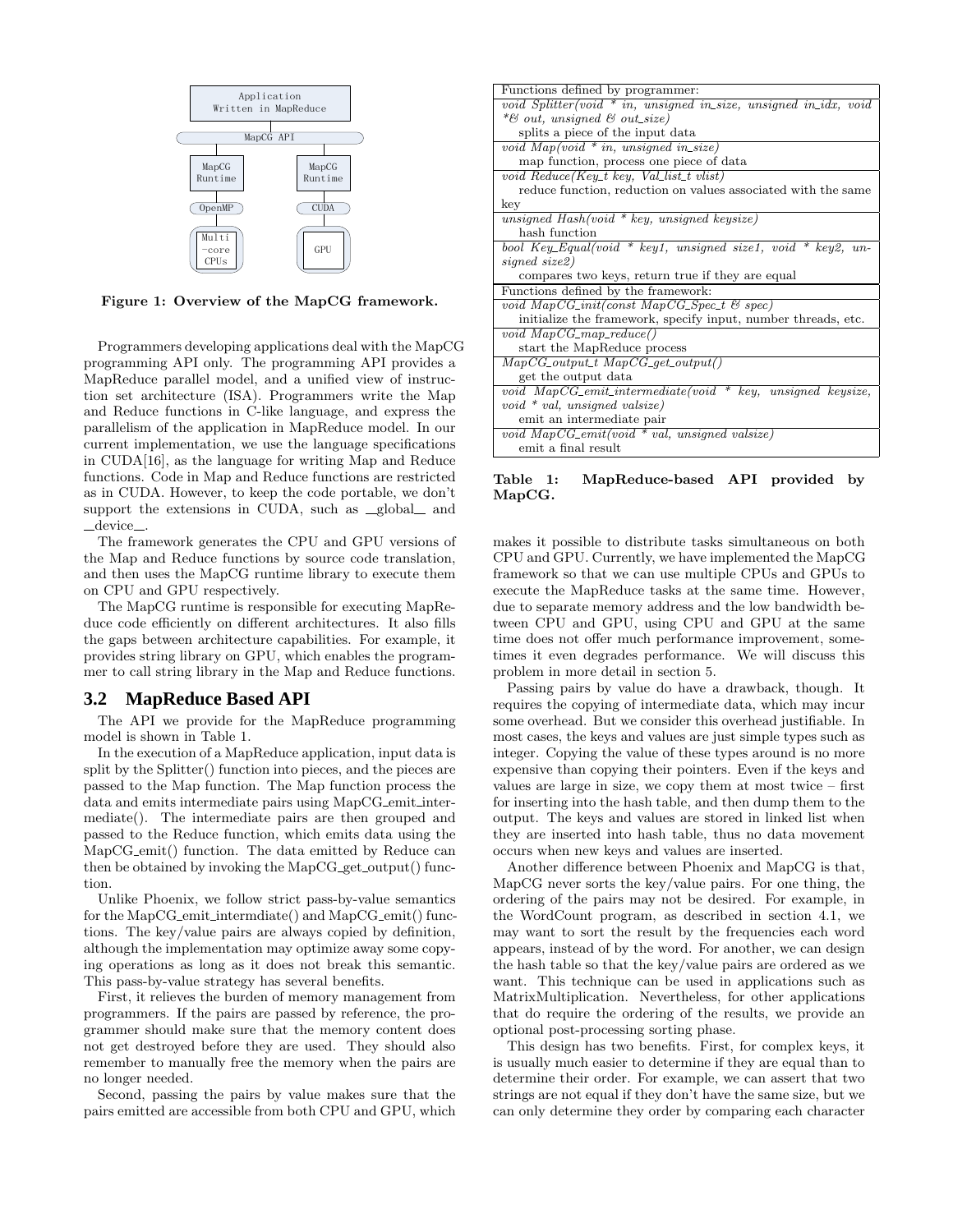Figure 1: Overview of the MapCG framework.

Programmers developing applications deal with the MapCG programming API only. The programming API provides a MapReduce parallel model, and a unified view of instruction set architecture (ISA). Programmers write the Map and Reduce functions in C-like language, and express the parallelism of the application in MapReduce model. In our current implementation, we use the language specifications in CUDA[16], as the language for writing Map and Reduce functions. Code in Map and Reduce functions are restricted as in CUDA. However, to keep the code portable, we don't support the extensions in CUDA, such as __global__ and __device__.

The framework generates the CPU and GPU versions of the Map and Reduce functions by source code translation, and then uses the MapCG runtime library to execute them on CPU and GPU respectively.

The MapCG runtime is responsible for executing MapReduce code efficiently on different architectures. It also fills the gaps between architecture capabilities. For example, it provides string library on GPU, which enables the programmer to call string library in the Map and Reduce functions.

### 3.2 MapReduce Based API

The API we provide for the MapReduce programming model is shown in Table 1.

| Functions defined by programmer: |
|---|
| *void Splitter(void * in, unsigned in_size, unsigned in_idx, void *& out, unsigned & out_size)* <br> splits a piece of the input data |
| *void Map(void * in, unsigned in_size)* <br> map function, process one piece of data |
| *void Reduce(Key_t key, Val_list_t vlist)* <br> reduce function, reduction on values associated with the same key |
| *unsigned Hash(void * key, unsigned keysize)* <br> hash function |
| *bool Key_Equal(void * key1, unsigned size1, void * key2, unsigned size2)* <br> compares two keys, return true if they are equal |
| **Functions defined by the framework:** |
| *void MapCG_init(const MapCG_Spec_t & spec)* <br> initialize the framework, specify input, number threads, etc. |
| *void MapCG_map_reduce()* <br> start the MapReduce process |
| *MapCG_output_t MapCG_get_output()* <br> get the output data |
| *void MapCG_emit_intermediate(void * key, unsigned keysize, void * val, unsigned valsize)* <br> emit an intermediate pair |
| *void MapCG_emit(void * val, unsigned valsize)* <br> emit a final result |

**Table 1: MapReduce-based API provided by MapCG.**

In the execution of a MapReduce application, input data is split by the Splitter() function into pieces, and the pieces are passed to the Map function. The Map function process the data and emits intermediate pairs using MapCG_emit_intermediate(). The intermediate pairs are then grouped and passed to the Reduce function, which emits data using the MapCG_emit() function. The data emitted by Reduce can then be obtained by invoking the MapCG_get_output() function.

Unlike Phoenix, we follow strict pass-by-value semantics for the MapCG_emit_intermdiate() and MapCG_emit() functions. The key/value pairs are always copied by definition, although the implementation may optimize away some copying operations as long as it does not break this semantic. This pass-by-value strategy has several benefits.

First, it relieves the burden of memory management from programmers. If the pairs are passed by reference, the programmer should make sure that the memory content does not get destroyed before they are used. They should also remember to manually free the memory when the pairs are no longer needed.

Second, passing the pairs by value makes sure that the pairs emitted are accessible from both CPU and GPU, which makes it possible to distribute tasks simultaneous on both CPU and GPU. Currently, we have implemented the MapCG framework so that we can use multiple CPUs and GPUs to execute the MapReduce tasks at the same time. However, due to separate memory address and the low bandwidth between CPU and GPU, using CPU and GPU at the same time does not offer much performance improvement, sometimes it even degrades performance. We will discuss this problem in more detail in section 5.

Passing pairs by value do have a drawback, though. It requires the copying of intermediate data, which may incur some overhead. But we consider this overhead justifiable. In most cases, the keys and values are just simple types such as integer. Copying the value of these types around is no more expensive than copying their pointers. Even if the keys and values are large in size, we copy them at most twice – first for inserting into the hash table, and then dump them to the output. The keys and values are stored in linked list when they are inserted into hash table, thus no data movement occurs when new keys and values are inserted.

Another difference between Phoenix and MapCG is that, MapCG never sorts the key/value pairs. For one thing, the ordering of the pairs may not be desired. For example, in the WordCount program, as described in section 4.1, we may want to sort the result by the frequencies each word appears, instead of by the word. For another, we can design the hash table so that the key/value pairs are ordered as we want. This technique can be used in applications such as MatrixMultiplication. Nevertheless, for other applications that do require the ordering of the results, we provide an optional post-processing sorting phase.

This design has two benefits. First, for complex keys, it is usually much easier to determine if they are equal than to determine their order. For example, we can assert that two strings are not equal if they don't have the same size, but we can only determine they order by comparing each character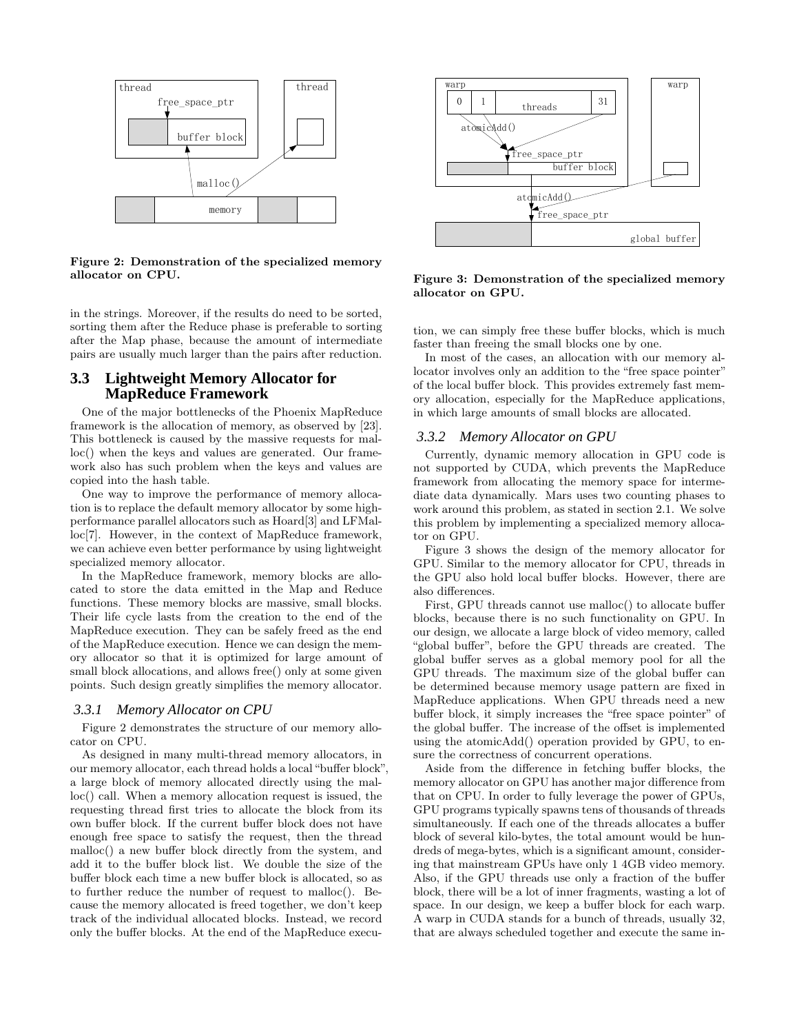Figure 2: Demonstration of the specialized memory allocator on CPU.

Figure 3: Demonstration of the specialized memory allocator on GPU.

in the strings. Moreover, if the results do need to be sorted, sorting them after the Reduce phase is preferable to sorting after the Map phase, because the amount of intermediate pairs are usually much larger than the pairs after reduction.

## 3.3 Lightweight Memory Allocator for MapReduce Framework

One of the major bottlenecks of the Phoenix MapReduce framework is the allocation of memory, as observed by [23]. This bottleneck is caused by the massive requests for malloc() when the keys and values are generated. Our framework also has such problem when the keys and values are copied into the hash table.

One way to improve the performance of memory allocation is to replace the default memory allocator by some high-performance parallel allocators such as Hoard[3] and LFMalloc[7]. However, in the context of MapReduce framework, we can achieve even better performance by using lightweight specialized memory allocator.

In the MapReduce framework, memory blocks are allocated to store the data emitted in the Map and Reduce functions. These memory blocks are massive, small blocks. Their life cycle lasts from the creation to the end of the MapReduce execution. They can be safely freed as the end of the MapReduce execution. Hence we can design the memory allocator so that it is optimized for large amount of small block allocations, and allows free() only at some given points. Such design greatly simplifies the memory allocator.

### 3.3.1 Memory Allocator on CPU

Figure 2 demonstrates the structure of our memory allocator on CPU.

As designed in many multi-thread memory allocators, in our memory allocator, each thread holds a local "buffer block", a large block of memory allocated directly using the malloc() call. When a memory allocation request is issued, the requesting thread first tries to allocate the block from its own buffer block. If the current buffer block does not have enough free space to satisfy the request, then the thread malloc() a new buffer block directly from the system, and add it to the buffer block list. We double the size of the buffer block each time a new buffer block is allocated, so as to further reduce the number of request to malloc(). Because the memory allocated is freed together, we don't keep track of the individual allocated blocks. Instead, we record only the buffer blocks. At the end of the MapReduce execution, we can simply free these buffer blocks, which is much faster than freeing the small blocks one by one.

In most of the cases, an allocation with our memory allocator involves only an addition to the "free space pointer" of the local buffer block. This provides extremely fast memory allocation, especially for the MapReduce applications, in which large amounts of small blocks are allocated.

### 3.3.2 Memory Allocator on GPU

Currently, dynamic memory allocation in GPU code is not supported by CUDA, which prevents the MapReduce framework from allocating the memory space for intermediate data dynamically. Mars uses two counting phases to work around this problem, as stated in section 2.1. We solve this problem by implementing a specialized memory allocator on GPU.

Figure 3 shows the design of the memory allocator for GPU. Similar to the memory allocator for CPU, threads in the GPU also hold local buffer blocks. However, there are also differences.

First, GPU threads cannot use malloc() to allocate buffer blocks, because there is no such functionality on GPU. In our design, we allocate a large block of video memory, called "global buffer", before the GPU threads are created. The global buffer serves as a global memory pool for all the GPU threads. The maximum size of the global buffer can be determined because memory usage pattern are fixed in MapReduce applications. When GPU threads need a new buffer block, it simply increases the "free space pointer" of the global buffer. The increase of the offset is implemented using the atomicAdd() operation provided by GPU, to ensure the correctness of concurrent operations.

Aside from the difference in fetching buffer blocks, the memory allocator on GPU has another major difference from that on CPU. In order to fully leverage the power of GPUs, GPU programs typically spawns tens of thousands of threads simultaneously. If each one of the threads allocates a buffer block of several kilo-bytes, the total amount would be hundreds of mega-bytes, which is a significant amount, considering that mainstream GPUs have only 1 4GB video memory. Also, if the GPU threads use only a fraction of the buffer block, there will be a lot of inner fragments, wasting a lot of space. In our design, we keep a buffer block for each warp. A warp in CUDA stands for a bunch of threads, usually 32, that are always scheduled together and execute the same in-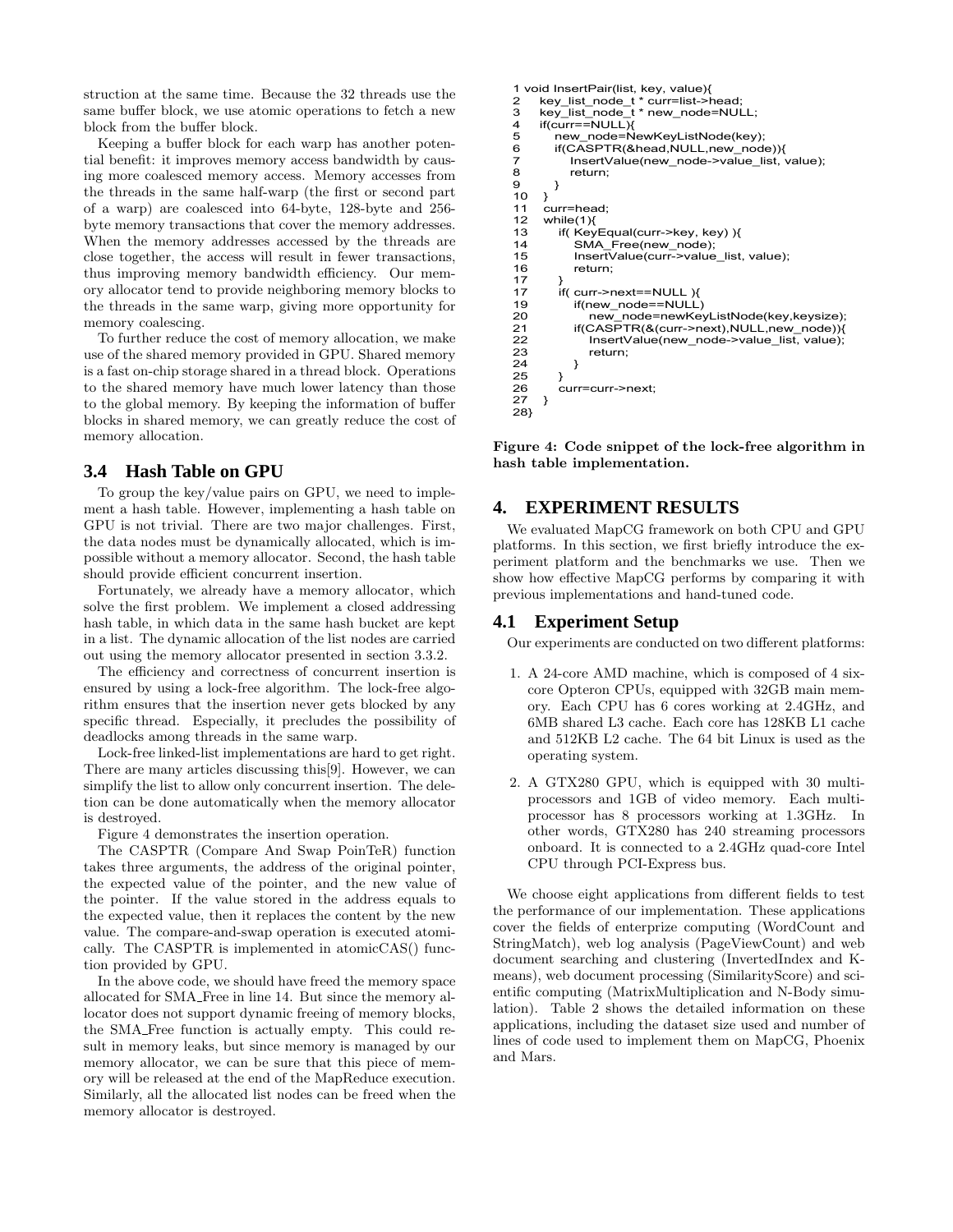struction at the same time. Because the 32 threads use the same buffer block, we use atomic operations to fetch a new block from the buffer block.

Keeping a buffer block for each warp has another potential benefit: it improves memory access bandwidth by causing more coalesced memory access. Memory accesses from the threads in the same half-warp (the first or second part of a warp) are coalesced into 64-byte, 128-byte and 256-byte memory transactions that cover the memory addresses. When the memory addresses accessed by the threads are close together, the access will result in fewer transactions, thus improving memory bandwidth efficiency. Our memory allocator tend to provide neighboring memory blocks to the threads in the same warp, giving more opportunity for memory coalescing.

To further reduce the cost of memory allocation, we make use of the shared memory provided in GPU. Shared memory is a fast on-chip storage shared in a thread block. Operations to the shared memory have much lower latency than those to the global memory. By keeping the information of buffer blocks in shared memory, we can greatly reduce the cost of memory allocation.

### 3.4 Hash Table on GPU

To group the key/value pairs on GPU, we need to implement a hash table. However, implementing a hash table on GPU is not trivial. There are two major challenges. First, the data nodes must be dynamically allocated, which is impossible without a memory allocator. Second, the hash table should provide efficient concurrent insertion.

Fortunately, we already have a memory allocator, which solve the first problem. We implement a closed addressing hash table, in which data in the same hash bucket are kept in a list. The dynamic allocation of the list nodes are carried out using the memory allocator presented in section 3.3.2.

The efficiency and correctness of concurrent insertion is ensured by using a lock-free algorithm. The lock-free algorithm ensures that the insertion never gets blocked by any specific thread. Especially, it precludes the possibility of deadlocks among threads in the same warp.

Lock-free linked-list implementations are hard to get right. There are many articles discussing this[9]. However, we can simplify the list to allow only concurrent insertion. The deletion can be done automatically when the memory allocator is destroyed.

Figure 4 demonstrates the insertion operation.

The CASPTR (Compare And Swap PoinTeR) function takes three arguments, the address of the original pointer, the expected value of the pointer, and the new value of the pointer. If the value stored in the address equals to the expected value, then it replaces the content by the new value. The compare-and-swap operation is executed atomically. The CASPTR is implemented in atomicCAS() function provided by GPU.

In the above code, we should have freed the memory space allocated for SMA_Free in line 14. But since the memory allocator does not support dynamic freeing of memory blocks, the SMA_Free function is actually empty. This could result in memory leaks, but since memory is managed by our memory allocator, we can be sure that this piece of memory will be released at the end of the MapReduce execution. Similarly, all the allocated list nodes can be freed when the memory allocator is destroyed.

```
 1 void InsertPair(list, key, value){
 2    key_list_node_t * curr=list->head;
 3    key_list_node_t * new_node=NULL;
 4    if(curr==NULL){
 5       new_node=NewKeyListNode(key);
 6       if(CASPTR(&head,NULL,new_node)){
 7          InsertValue(new_node->value_list, value);
 8          return;
 9       }
10    }
11    curr=head;
12    while(1){
13       if( KeyEqual(curr->key, key) ){
14          SMA_Free(new_node);
15          InsertValue(curr->value_list, value);
16          return;
17       }
17       if( curr->next==NULL ){
19          if(new_node==NULL)
20             new_node=newKeyListNode(key,keysize);
21          if(CASPTR(&(curr->next),NULL,new_node)){
22             InsertValue(new_node->value_list, value);
23             return;
24          }
25       }
26       curr=curr->next;
27    }
28}
```

**Figure 4: Code snippet of the lock-free algorithm in hash table implementation.**

## 4. EXPERIMENT RESULTS

We evaluated MapCG framework on both CPU and GPU platforms. In this section, we first briefly introduce the experiment platform and the benchmarks we use. Then we show how effective MapCG performs by comparing it with previous implementations and hand-tuned code.

### 4.1 Experiment Setup

Our experiments are conducted on two different platforms:

1. A 24-core AMD machine, which is composed of 4 six-core Opteron CPUs, equipped with 32GB main memory. Each CPU has 6 cores working at 2.4GHz, and 6MB shared L3 cache. Each core has 128KB L1 cache and 512KB L2 cache. The 64 bit Linux is used as the operating system.

2. A GTX280 GPU, which is equipped with 30 multiprocessors and 1GB of video memory. Each multiprocessor has 8 processors working at 1.3GHz. In other words, GTX280 has 240 streaming processors onboard. It is connected to a 2.4GHz quad-core Intel CPU through PCI-Express bus.

We choose eight applications from different fields to test the performance of our implementation. These applications cover the fields of enterprize computing (WordCount and StringMatch), web log analysis (PageViewCount) and web document searching and clustering (InvertedIndex and K-means), web document processing (SimilarityScore) and scientific computing (MatrixMultiplication and N-Body simulation). Table 2 shows the detailed information on these applications, including the dataset size used and number of lines of code used to implement them on MapCG, Phoenix and Mars.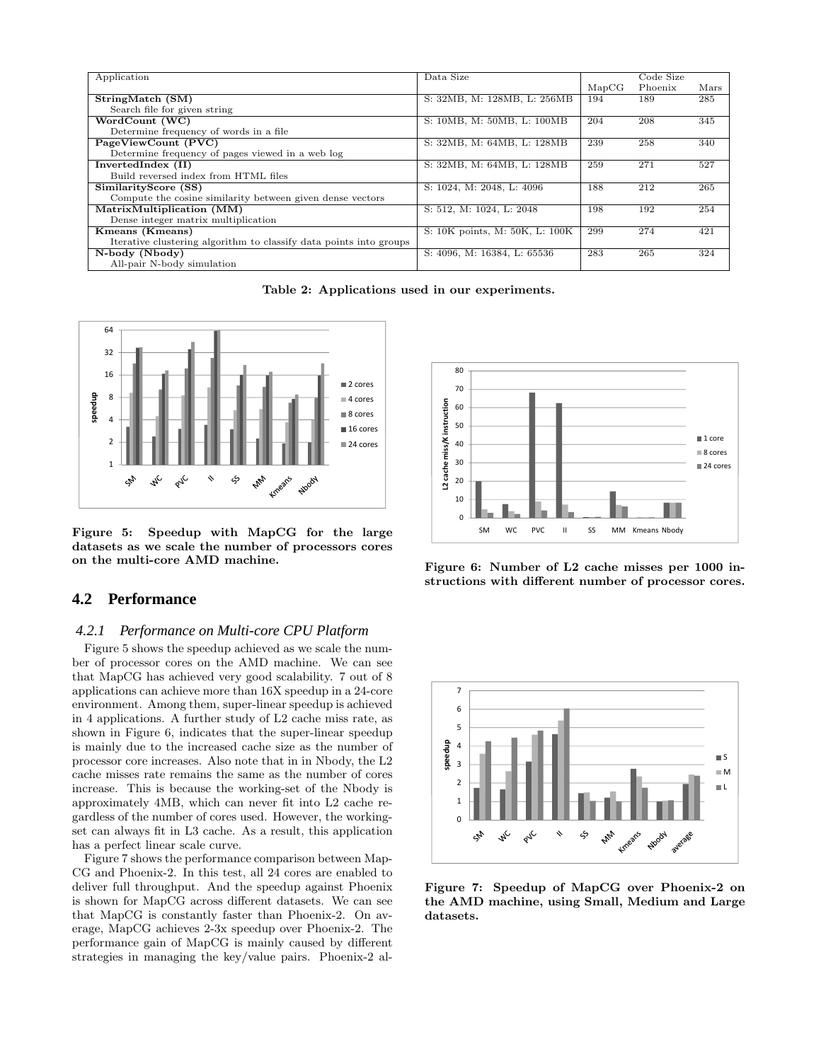| Application | Data Size | Code Size | | |
|---|---|---|---|---|
| | | MapCG | Phoenix | Mars |
| **StringMatch (SM)** Search file for given string | S: 32MB, M: 128MB, L: 256MB | 194 | 189 | 285 |
| **WordCount (WC)** Determine frequency of words in a file | S: 10MB, M: 50MB, L: 100MB | 204 | 208 | 345 |
| **PageViewCount (PVC)** Determine frequency of pages viewed in a web log | S: 32MB, M: 64MB, L: 128MB | 239 | 258 | 340 |
| **InvertedIndex (II)** Build reversed index from HTML files | S: 32MB, M: 64MB, L: 128MB | 259 | 271 | 527 |
| **SimilarityScore (SS)** Compute the cosine similarity between given dense vectors | S: 1024, M: 2048, L: 4096 | 188 | 212 | 265 |
| **MatrixMultiplication (MM)** Dense integer matrix multiplication | S: 512, M: 1024, L: 2048 | 198 | 192 | 254 |
| **Kmeans (Kmeans)** Iterative clustering algorithm to classify data points into groups | S: 10K points, M: 50K, L: 100K | 299 | 274 | 421 |
| **N-body (Nbody)** All-pair N-body simulation | S: 4096, M: 16384, L: 65536 | 283 | 265 | 324 |

**Table 2: Applications used in our experiments.**

**Figure 5: Speedup with MapCG for the large datasets as we scale the number of processors cores on the multi-core AMD machine.**

**Figure 6: Number of L2 cache misses per 1000 instructions with different number of processor cores.**

## 4.2 Performance

### 4.2.1 Performance on Multi-core CPU Platform

Figure 5 shows the speedup achieved as we scale the number of processor cores on the AMD machine. We can see that MapCG has achieved very good scalability. 7 out of 8 applications can achieve more than 16X speedup in a 24-core environment. Among them, super-linear speedup is achieved in 4 applications. A further study of L2 cache miss rate, as shown in Figure 6, indicates that the super-linear speedup is mainly due to the increased cache size as the number of processor core increases. Also note that in in Nbody, the L2 cache misses rate remains the same as the number of cores increase. This is because the working-set of the Nbody is approximately 4MB, which can never fit into L2 cache regardless of the number of cores used. However, the working-set can always fit in L3 cache. As a result, this application has a perfect linear scale curve.

Figure 7 shows the performance comparison between MapCG and Phoenix-2. In this test, all 24 cores are enabled to deliver full throughput. And the speedup against Phoenix is shown for MapCG across different datasets. We can see that MapCG is constantly faster than Phoenix-2. On average, MapCG achieves 2-3x speedup over Phoenix-2. The performance gain of MapCG is mainly caused by different strategies in managing the key/value pairs. Phoenix-2 al-

**Figure 7: Speedup of MapCG over Phoenix-2 on the AMD machine, using Small, Medium and Large datasets.**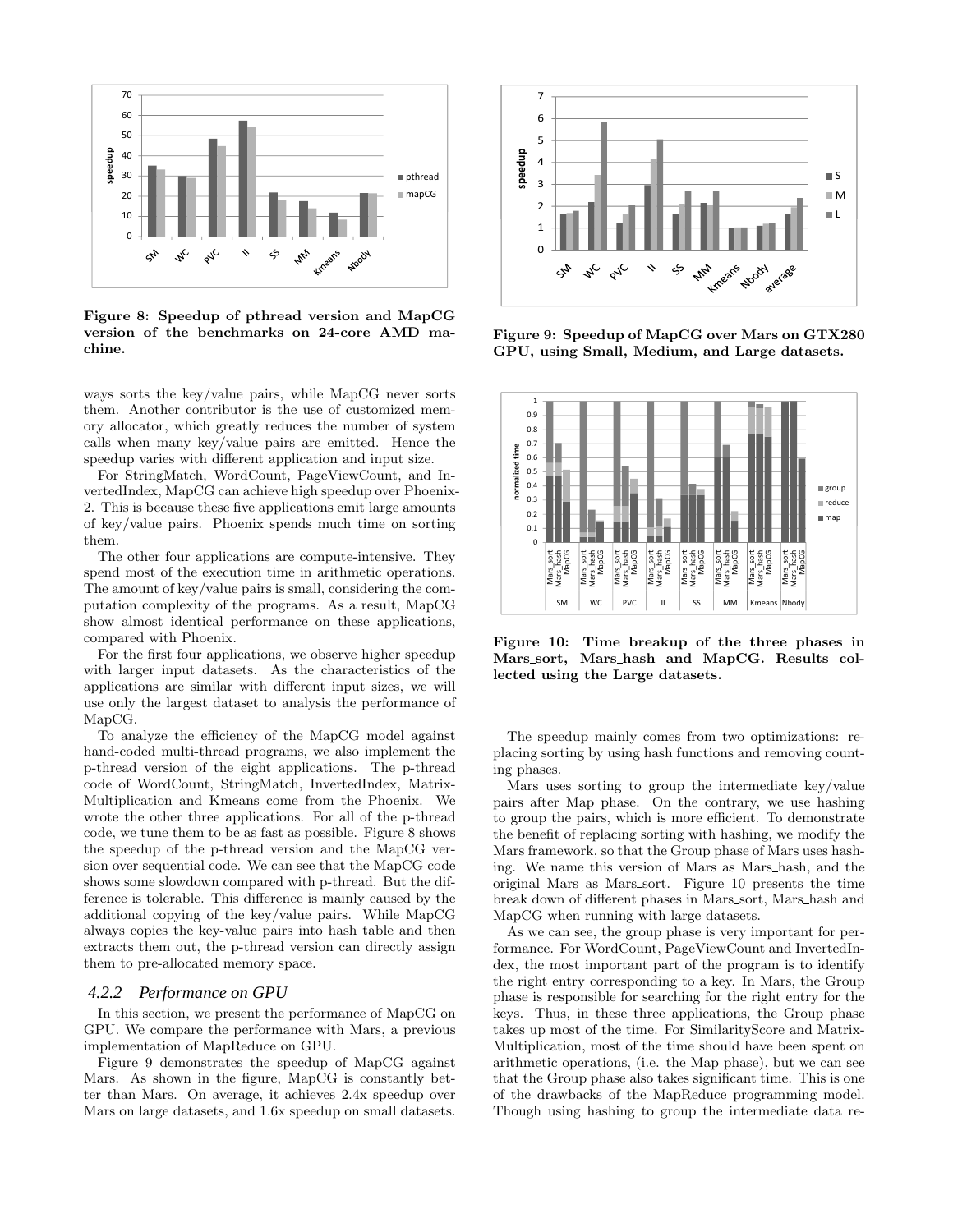70
60
50
40
30
20
10
0
speedup
SM WC PVC II SS MM Kmeans Nbody
pthread
mapCG

**Figure 8: Speedup of pthread version and MapCG version of the benchmarks on 24-core AMD machine.**

ways sorts the key/value pairs, while MapCG never sorts them. Another contributor is the use of customized memory allocator, which greatly reduces the number of system calls when many key/value pairs are emitted. Hence the speedup varies with different application and input size.

For StringMatch, WordCount, PageViewCount, and InvertedIndex, MapCG can achieve high speedup over Phoenix-2. This is because these five applications emit large amounts of key/value pairs. Phoenix spends much time on sorting them.

The other four applications are compute-intensive. They spend most of the execution time in arithmetic operations. The amount of key/value pairs is small, considering the computation complexity of the programs. As a result, MapCG show almost identical performance on these applications, compared with Phoenix.

For the first four applications, we observe higher speedup with larger input datasets. As the characteristics of the applications are similar with different input sizes, we will use only the largest dataset to analysis the performance of MapCG.

To analyze the efficiency of the MapCG model against hand-coded multi-thread programs, we also implement the p-thread version of the eight applications. The p-thread code of WordCount, StringMatch, InvertedIndex, Matrix-Multiplication and Kmeans come from the Phoenix. We wrote the other three applications. For all of the p-thread code, we tune them to be as fast as possible. Figure 8 shows the speedup of the p-thread version and the MapCG version over sequential code. We can see that the MapCG code shows some slowdown compared with p-thread. But the difference is tolerable. This difference is mainly caused by the additional copying of the key/value pairs. While MapCG always copies the key-value pairs into hash table and then extracts them out, the p-thread version can directly assign them to pre-allocated memory space.

### 4.2.2 Performance on GPU

In this section, we present the performance of MapCG on GPU. We compare the performance with Mars, a previous implementation of MapReduce on GPU.

Figure 9 demonstrates the speedup of MapCG against Mars. As shown in the figure, MapCG is constantly better than Mars. On average, it achieves 2.4x speedup over Mars on large datasets, and 1.6x speedup on small datasets.

7
6
5
4
3
2
1
0
speedup
SM WC PVC II SS MM Kmeans Nbody average
S
M
L

**Figure 9: Speedup of MapCG over Mars on GTX280 GPU, using Small, Medium, and Large datasets.**

1
0.9
0.8
0.7
0.6
0.5
0.4
0.3
0.2
0.1
0
normalized time
Mars_sort Mars_hash MapCG
SM WC PVC II SS MM Kmeans Nbody
group
reduce
map

**Figure 10: Time breakup of the three phases in Mars_sort, Mars_hash and MapCG. Results collected using the Large datasets.**

The speedup mainly comes from two optimizations: replacing sorting by using hash functions and removing counting phases.

Mars uses sorting to group the intermediate key/value pairs after Map phase. On the contrary, we use hashing to group the pairs, which is more efficient. To demonstrate the benefit of replacing sorting with hashing, we modify the Mars framework, so that the Group phase of Mars uses hashing. We name this version of Mars as Mars_hash, and the original Mars as Mars_sort. Figure 10 presents the time break down of different phases in Mars_sort, Mars_hash and MapCG when running with large datasets.

As we can see, the group phase is very important for performance. For WordCount, PageViewCount and InvertedIndex, the most important part of the program is to identify the right entry corresponding to a key. In Mars, the Group phase is responsible for searching for the right entry for the keys. Thus, in these three applications, the Group phase takes up most of the time. For SimilarityScore and MatrixMultiplication, most of the time should have been spent on arithmetic operations, (i.e. the Map phase), but we can see that the Group phase also takes significant time. This is one of the drawbacks of the MapReduce programming model. Though using hashing to group the intermediate data re-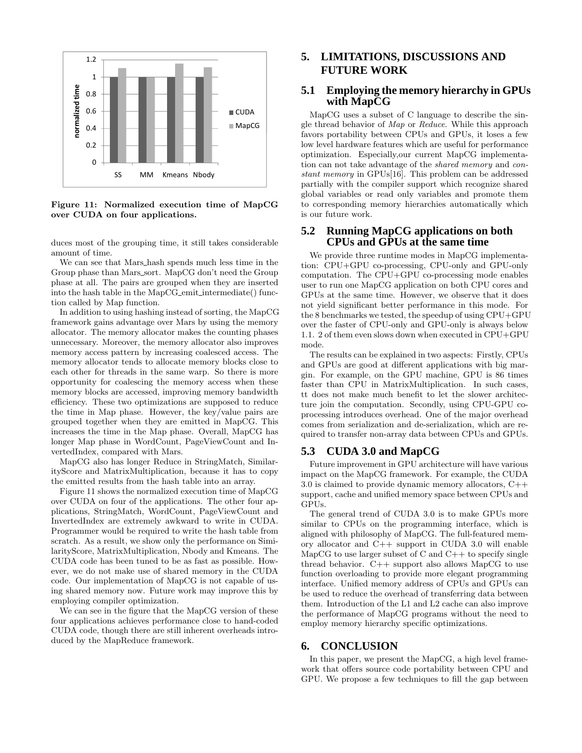1.2

1

0.8

0.6

0.4

0.2

0

normalized time

SS MM Kmeans Nbody

CUDA

MapCG

**Figure 11: Normalized execution time of MapCG over CUDA on four applications.**

duces most of the grouping time, it still takes considerable amount of time.

We can see that Mars_hash spends much less time in the Group phase than Mars_sort. MapCG don't need the Group phase at all. The pairs are grouped when they are inserted into the hash table in the MapCG_emit_intermediate() function called by Map function.

In addition to using hashing instead of sorting, the MapCG framework gains advantage over Mars by using the memory allocator. The memory allocator makes the counting phases unnecessary. Moreover, the memory allocator also improves memory access pattern by increasing coalesced access. The memory allocator tends to allocate memory blocks close to each other for threads in the same warp. So there is more opportunity for coalescing the memory access when these memory blocks are accessed, improving memory bandwidth efficiency. These two optimizations are supposed to reduce the time in Map phase. However, the key/value pairs are grouped together when they are emitted in MapCG. This increases the time in the Map phase. Overall, MapCG has longer Map phase in WordCount, PageViewCount and InvertedIndex, compared with Mars.

MapCG also has longer Reduce in StringMatch, SimilarityScore and MatrixMultiplication, because it has to copy the emitted results from the hash table into an array.

Figure 11 shows the normalized execution time of MapCG over CUDA on four of the applications. The other four applications, StringMatch, WordCount, PageViewCount and InvertedIndex are extremely awkward to write in CUDA. Programmer would be required to write the hash table from scratch. As a result, we show only the performance on SimilarityScore, MatrixMultiplication, Nbody and Kmeans. The CUDA code has been tuned to be as fast as possible. However, we do not make use of shared memory in the CUDA code. Our implementation of MapCG is not capable of using shared memory now. Future work may improve this by employing compiler optimization.

We can see in the figure that the MapCG version of these four applications achieves performance close to hand-coded CUDA code, though there are still inherent overheads introduced by the MapReduce framework.

# 5. LIMITATIONS, DISCUSSIONS AND FUTURE WORK

## 5.1 Employing the memory hierarchy in GPUs with MapCG

MapCG uses a subset of C language to describe the single thread behavior of *Map* or *Reduce*. While this approach favors portability between CPUs and GPUs, it loses a few low level hardware features which are useful for performance optimization. Especially,our current MapCG implementation can not take advantage of the *shared memory* and *constant memory* in GPUs[16]. This problem can be addressed partially with the compiler support which recognize shared global variables or read only variables and promote them to corresponding memory hierarchies automatically which is our future work.

## 5.2 Running MapCG applications on both CPUs and GPUs at the same time

We provide three runtime modes in MapCG implementation: CPU+GPU co-processing, CPU-only and GPU-only computation. The CPU+GPU co-processing mode enables user to run one MapCG application on both CPU cores and GPUs at the same time. However, we observe that it does not yield significant better performance in this mode. For the 8 benchmarks we tested, the speedup of using CPU+GPU over the faster of CPU-only and GPU-only is always below 1.1. 2 of them even slows down when executed in CPU+GPU mode.

The results can be explained in two aspects: Firstly, CPUs and GPUs are good at different applications with big margin. For example, on the GPU machine, GPU is 86 times faster than CPU in MatrixMultiplication. In such cases, tt does not make much benefit to let the slower architecture join the computation. Secondly, using CPU-GPU co-processing introduces overhead. One of the major overhead comes from serialization and de-serialization, which are required to transfer non-array data between CPUs and GPUs.

## 5.3 CUDA 3.0 and MapCG

Future improvement in GPU architecture will have various impact on the MapCG framework. For example, the CUDA 3.0 is claimed to provide dynamic memory allocators, C++ support, cache and unified memory space between CPUs and GPUs.

The general trend of CUDA 3.0 is to make GPUs more similar to CPUs on the programming interface, which is aligned with philosophy of MapCG. The full-featured memory allocator and C++ support in CUDA 3.0 will enable MapCG to use larger subset of C and C++ to specify single thread behavior. C++ support also allows MapCG to use function overloading to provide more elegant programming interface. Unified memory address of CPUs and GPUs can be used to reduce the overhead of transferring data between them. Introduction of the L1 and L2 cache can also improve the performance of MapCG programs without the need to employ memory hierarchy specific optimizations.

# 6. CONCLUSION

In this paper, we present the MapCG, a high level framework that offers source code portability between CPU and GPU. We propose a few techniques to fill the gap between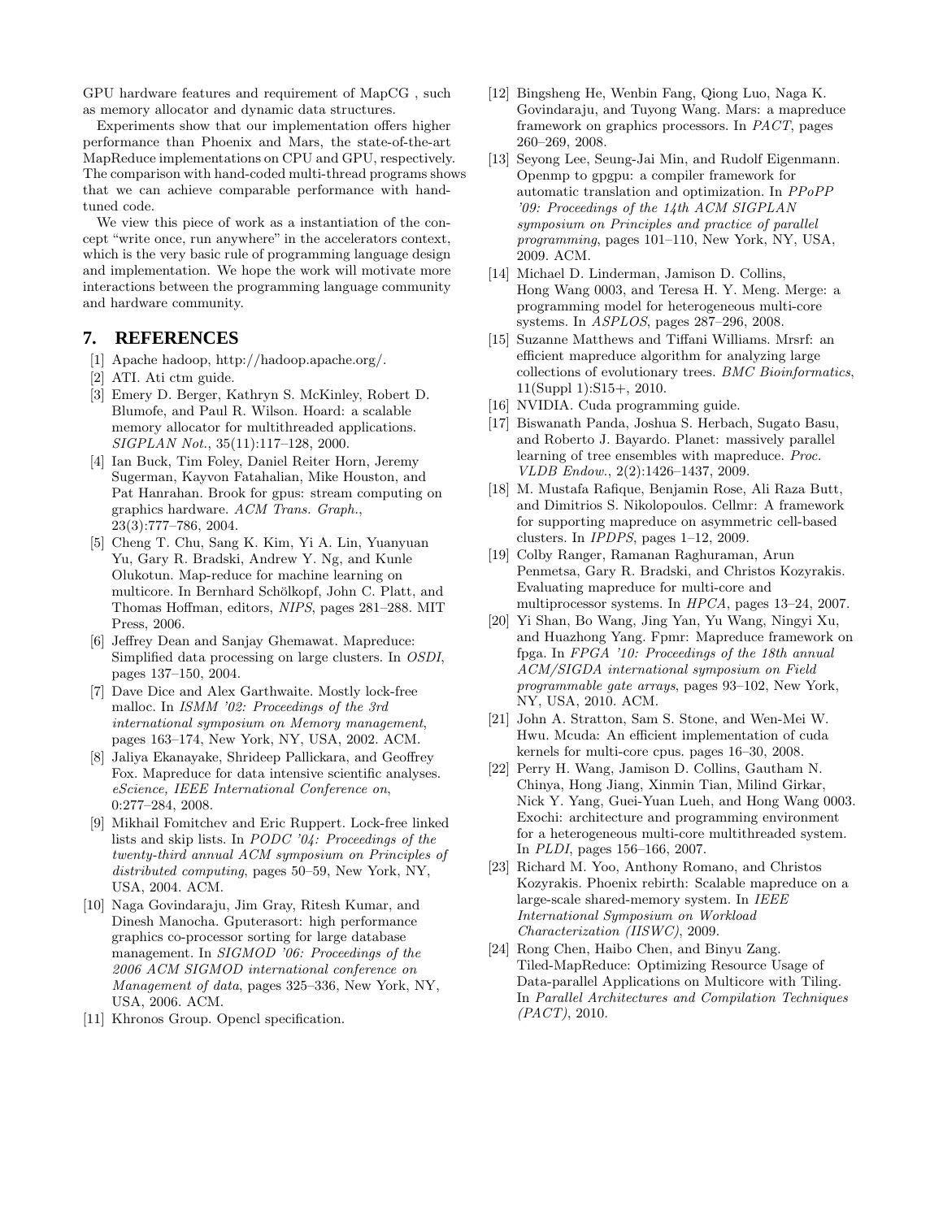GPU hardware features and requirement of MapCG , such as memory allocator and dynamic data structures.

Experiments show that our implementation offers higher performance than Phoenix and Mars, the state-of-the-art MapReduce implementations on CPU and GPU, respectively. The comparison with hand-coded multi-thread programs shows that we can achieve comparable performance with hand-tuned code.

We view this piece of work as a instantiation of the concept "write once, run anywhere" in the accelerators context, which is the very basic rule of programming language design and implementation. We hope the work will motivate more interactions between the programming language community and hardware community.

## 7. REFERENCES

[1] Apache hadoop, http://hadoop.apache.org/.

[2] ATI. Ati ctm guide.

[3] Emery D. Berger, Kathryn S. McKinley, Robert D. Blumofe, and Paul R. Wilson. Hoard: a scalable memory allocator for multithreaded applications. *SIGPLAN Not.*, 35(11):117–128, 2000.

[4] Ian Buck, Tim Foley, Daniel Reiter Horn, Jeremy Sugerman, Kayvon Fatahalian, Mike Houston, and Pat Hanrahan. Brook for gpus: stream computing on graphics hardware. *ACM Trans. Graph.*, 23(3):777–786, 2004.

[5] Cheng T. Chu, Sang K. Kim, Yi A. Lin, Yuanyuan Yu, Gary R. Bradski, Andrew Y. Ng, and Kunle Olukotun. Map-reduce for machine learning on multicore. In Bernhard Schölkopf, John C. Platt, and Thomas Hoffman, editors, *NIPS*, pages 281–288. MIT Press, 2006.

[6] Jeffrey Dean and Sanjay Ghemawat. Mapreduce: Simplified data processing on large clusters. In *OSDI*, pages 137–150, 2004.

[7] Dave Dice and Alex Garthwaite. Mostly lock-free malloc. In *ISMM '02: Proceedings of the 3rd international symposium on Memory management*, pages 163–174, New York, NY, USA, 2002. ACM.

[8] Jaliya Ekanayake, Shrideep Pallickara, and Geoffrey Fox. Mapreduce for data intensive scientific analyses. *eScience, IEEE International Conference on*, 0:277–284, 2008.

[9] Mikhail Fomitchev and Eric Ruppert. Lock-free linked lists and skip lists. In *PODC '04: Proceedings of the twenty-third annual ACM symposium on Principles of distributed computing*, pages 50–59, New York, NY, USA, 2004. ACM.

[10] Naga Govindaraju, Jim Gray, Ritesh Kumar, and Dinesh Manocha. Gputerasort: high performance graphics co-processor sorting for large database management. In *SIGMOD '06: Proceedings of the 2006 ACM SIGMOD international conference on Management of data*, pages 325–336, New York, NY, USA, 2006. ACM.

[11] Khronos Group. Opencl specification.

[12] Bingsheng He, Wenbin Fang, Qiong Luo, Naga K. Govindaraju, and Tuyong Wang. Mars: a mapreduce framework on graphics processors. In *PACT*, pages 260–269, 2008.

[13] Seyong Lee, Seung-Jai Min, and Rudolf Eigenmann. Openmp to gpgpu: a compiler framework for automatic translation and optimization. In *PPoPP '09: Proceedings of the 14th ACM SIGPLAN symposium on Principles and practice of parallel programming*, pages 101–110, New York, NY, USA, 2009. ACM.

[14] Michael D. Linderman, Jamison D. Collins, Hong Wang 0003, and Teresa H. Y. Meng. Merge: a programming model for heterogeneous multi-core systems. In *ASPLOS*, pages 287–296, 2008.

[15] Suzanne Matthews and Tiffani Williams. Mrsrf: an efficient mapreduce algorithm for analyzing large collections of evolutionary trees. *BMC Bioinformatics*, 11(Suppl 1):S15+, 2010.

[16] NVIDIA. Cuda programming guide.

[17] Biswanath Panda, Joshua S. Herbach, Sugato Basu, and Roberto J. Bayardo. Planet: massively parallel learning of tree ensembles with mapreduce. *Proc. VLDB Endow.*, 2(2):1426–1437, 2009.

[18] M. Mustafa Rafique, Benjamin Rose, Ali Raza Butt, and Dimitrios S. Nikolopoulos. Cellmr: A framework for supporting mapreduce on asymmetric cell-based clusters. In *IPDPS*, pages 1–12, 2009.

[19] Colby Ranger, Ramanan Raghuraman, Arun Penmetsa, Gary R. Bradski, and Christos Kozyrakis. Evaluating mapreduce for multi-core and multiprocessor systems. In *HPCA*, pages 13–24, 2007.

[20] Yi Shan, Bo Wang, Jing Yan, Yu Wang, Ningyi Xu, and Huazhong Yang. Fpmr: Mapreduce framework on fpga. In *FPGA '10: Proceedings of the 18th annual ACM/SIGDA international symposium on Field programmable gate arrays*, pages 93–102, New York, NY, USA, 2010. ACM.

[21] John A. Stratton, Sam S. Stone, and Wen-Mei W. Hwu. Mcuda: An efficient implementation of cuda kernels for multi-core cpus. pages 16–30, 2008.

[22] Perry H. Wang, Jamison D. Collins, Gautham N. Chinya, Hong Jiang, Xinmin Tian, Milind Girkar, Nick Y. Yang, Guei-Yuan Lueh, and Hong Wang 0003. Exochi: architecture and programming environment for a heterogeneous multi-core multithreaded system. In *PLDI*, pages 156–166, 2007.

[23] Richard M. Yoo, Anthony Romano, and Christos Kozyrakis. Phoenix rebirth: Scalable mapreduce on a large-scale shared-memory system. In *IEEE International Symposium on Workload Characterization (IISWC)*, 2009.

[24] Rong Chen, Haibo Chen, and Binyu Zang. Tiled-MapReduce: Optimizing Resource Usage of Data-parallel Applications on Multicore with Tiling. In *Parallel Architectures and Compilation Techniques (PACT)*, 2010.